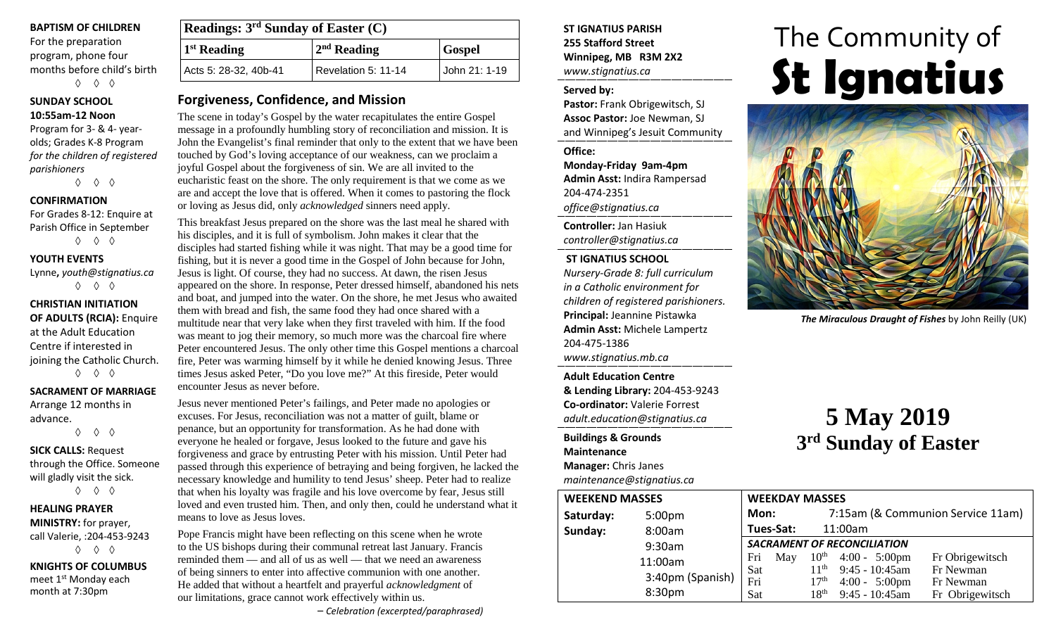**BAPTISM OF CHILDREN**
For the preparation program, phone four months before child's birth
◊ ◊ ◊

**SUNDAY SCHOOL**
**10:55am-12 Noon**
Program for 3- & 4- year-olds; Grades K-8 Program *for the children of registered parishioners*
◊ ◊ ◊

**CONFIRMATION**
For Grades 8-12: Enquire at Parish Office in September
◊ ◊ ◊

**YOUTH EVENTS**
Lynne, *youth@stignatius.ca*
◊ ◊ ◊

**CHRISTIAN INITIATION OF ADULTS (RCIA):** Enquire at the Adult Education Centre if interested in joining the Catholic Church.
◊ ◊ ◊

**SACRAMENT OF MARRIAGE**
Arrange 12 months in advance.
◊ ◊ ◊

**SICK CALLS:** Request through the Office. Someone will gladly visit the sick.
◊ ◊ ◊

**HEALING PRAYER MINISTRY:** for prayer, call Valerie, :204-453-9243
◊ ◊ ◊

**KNIGHTS OF COLUMBUS**
meet 1st Monday each month at 7:30pm

| Readings: 3rd Sunday of Easter (C) | | |
|---|---|---|
| 1st Reading | 2nd Reading | Gospel |
| Acts 5: 28-32, 40b-41 | Revelation 5: 11-14 | John 21: 1-19 |

## Forgiveness, Confidence, and Mission

The scene in today's Gospel by the water recapitulates the entire Gospel message in a profoundly humbling story of reconciliation and mission. It is John the Evangelist's final reminder that only to the extent that we have been touched by God's loving acceptance of our weakness, can we proclaim a joyful Gospel about the forgiveness of sin. We are all invited to the eucharistic feast on the shore. The only requirement is that we come as we are and accept the love that is offered. When it comes to pastoring the flock or loving as Jesus did, only *acknowledged* sinners need apply.

This breakfast Jesus prepared on the shore was the last meal he shared with his disciples, and it is full of symbolism. John makes it clear that the disciples had started fishing while it was night. That may be a good time for fishing, but it is never a good time in the Gospel of John because for John, Jesus is light. Of course, they had no success. At dawn, the risen Jesus appeared on the shore. In response, Peter dressed himself, abandoned his nets and boat, and jumped into the water. On the shore, he met Jesus who awaited them with bread and fish, the same food they had once shared with a multitude near that very lake when they first traveled with him. If the food was meant to jog their memory, so much more was the charcoal fire where Peter encountered Jesus. The only other time this Gospel mentions a charcoal fire, Peter was warming himself by it while he denied knowing Jesus. Three times Jesus asked Peter, "Do you love me?" At this fireside, Peter would encounter Jesus as never before.

Jesus never mentioned Peter's failings, and Peter made no apologies or excuses. For Jesus, reconciliation was not a matter of guilt, blame or penance, but an opportunity for transformation. As he had done with everyone he healed or forgave, Jesus looked to the future and gave his forgiveness and grace by entrusting Peter with his mission. Until Peter had passed through this experience of betraying and being forgiven, he lacked the necessary knowledge and humility to tend Jesus' sheep. Peter had to realize that when his loyalty was fragile and his love overcome by fear, Jesus still loved and even trusted him. Then, and only then, could he understand what it means to love as Jesus loves.

Pope Francis might have been reflecting on this scene when he wrote to the US bishops during their communal retreat last January. Francis reminded them — and all of us as well — that we need an awareness of being sinners to enter into affective communion with one another. He added that without a heartfelt and prayerful *acknowledgment* of our limitations, grace cannot work effectively within us.

*– Celebration (excerpted/paraphrased)*

**ST IGNATIUS PARISH**
**255 Stafford Street**
**Winnipeg, MB R3M 2X2**
*www.stignatius.ca*

**Served by:**
**Pastor:** Frank Obrigewitsch, SJ
**Assoc Pastor:** Joe Newman, SJ
and Winnipeg's Jesuit Community

**Office:**
**Monday-Friday 9am-4pm**
**Admin Asst:** Indira Rampersad
204-474-2351
*office@stignatius.ca*

**Controller:** Jan Hasiuk
*controller@stignatius.ca*

**ST IGNATIUS SCHOOL**
*Nursery-Grade 8: full curriculum in a Catholic environment for children of registered parishioners.*
**Principal:** Jeannine Pistawka
**Admin Asst:** Michele Lampertz
204-475-1386
*www.stignatius.mb.ca*

**Adult Education Centre & Lending Library:** 204-453-9243
**Co-ordinator:** Valerie Forrest
*adult.education@stignatius.ca*

**Buildings & Grounds Maintenance Manager:** Chris Janes
*maintenance@stignatius.ca*

# The Community of St Ignatius

*The Miraculous Draught of Fishes* by John Reilly (UK)

# 5 May 2019
## 3rd Sunday of Easter

| WEEKEND MASSES | |
|---|---|
| Saturday: | 5:00pm |
| Sunday: | 8:00am |
| | 9:30am |
| | 11:00am |
| | 3:40pm (Spanish) |
| | 8:30pm |

**WEEKDAY MASSES**
**Mon:** 7:15am (& Communion Service 11am)
**Tues-Sat:** 11:00am

***SACRAMENT OF RECONCILIATION***

| Day | Month | Date | Time | Priest |
|---|---|---|---|---|
| Fri | May | 10th | 4:00 - 5:00pm | Fr Obrigewitsch |
| Sat | | 11th | 9:45 - 10:45am | Fr Newman |
| Fri | | 17th | 4:00 - 5:00pm | Fr Newman |
| Sat | | 18th | 9:45 - 10:45am | Fr Obrigewitsch |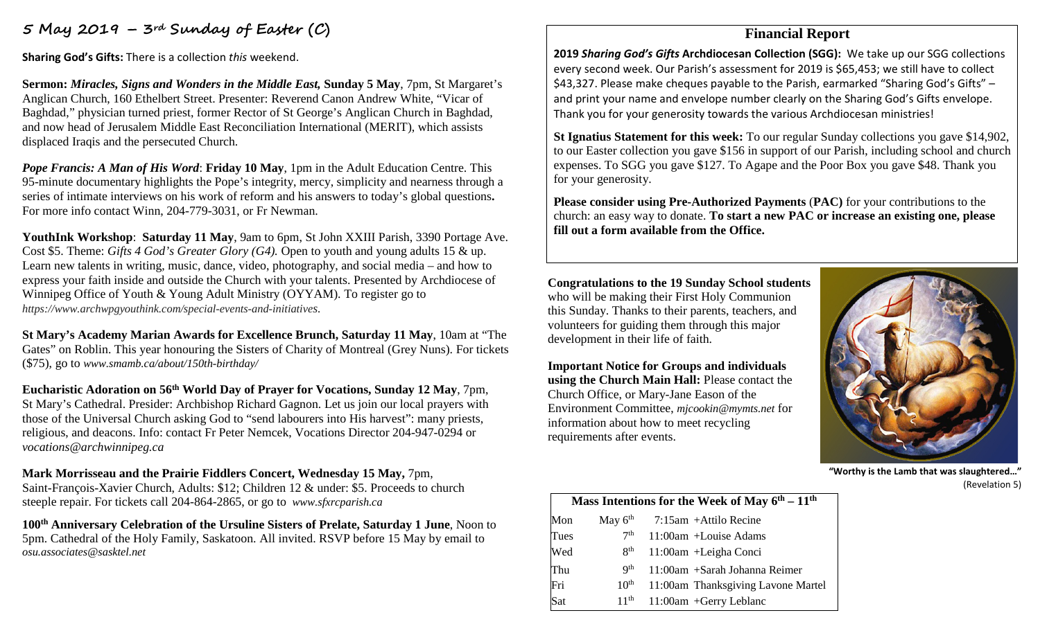# 5 May 2019 – 3rd Sunday of Easter (C)

**Sharing God's Gifts:** There is a collection *this* weekend.

**Sermon:** ***Miracles, Signs and Wonders in the Middle East,*** **Sunday 5 May**, 7pm, St Margaret's Anglican Church, 160 Ethelbert Street. Presenter: Reverend Canon Andrew White, "Vicar of Baghdad," physician turned priest, former Rector of St George's Anglican Church in Baghdad, and now head of Jerusalem Middle East Reconciliation International (MERIT), which assists displaced Iraqis and the persecuted Church.

***Pope Francis: A Man of His Word***: **Friday 10 May**, 1pm in the Adult Education Centre. This 95-minute documentary highlights the Pope's integrity, mercy, simplicity and nearness through a series of intimate interviews on his work of reform and his answers to today's global questions**.** For more info contact Winn, 204-779-3031, or Fr Newman.

**YouthInk Workshop**: **Saturday 11 May**, 9am to 6pm, St John XXIII Parish, 3390 Portage Ave. Cost $5. Theme: *Gifts 4 God's Greater Glory (G4).* Open to youth and young adults 15 & up. Learn new talents in writing, music, dance, video, photography, and social media – and how to express your faith inside and outside the Church with your talents. Presented by Archdiocese of Winnipeg Office of Youth & Young Adult Ministry (OYYAM). To register go to *https://www.archwpgyouthink.com/special-events-and-initiatives.*

**St Mary's Academy Marian Awards for Excellence Brunch, Saturday 11 May**, 10am at "The Gates" on Roblin. This year honouring the Sisters of Charity of Montreal (Grey Nuns). For tickets ($75), go to *www.smamb.ca/about/150th-birthday/*

**Eucharistic Adoration on 56th World Day of Prayer for Vocations, Sunday 12 May**, 7pm, St Mary's Cathedral. Presider: Archbishop Richard Gagnon. Let us join our local prayers with those of the Universal Church asking God to "send labourers into His harvest": many priests, religious, and deacons. Info: contact Fr Peter Nemcek, Vocations Director 204-947-0294 or *vocations@archwinnipeg.ca*

**Mark Morrisseau and the Prairie Fiddlers Concert, Wednesday 15 May,** 7pm, Saint-François-Xavier Church, Adults: $12; Children 12 & under: $5. Proceeds to church steeple repair. For tickets call 204-864-2865, or go to *www.sfxrcparish.ca*

**100th Anniversary Celebration of the Ursuline Sisters of Prelate, Saturday 1 June**, Noon to 5pm. Cathedral of the Holy Family, Saskatoon. All invited. RSVP before 15 May by email to *osu.associates@sasktel.net*

## Financial Report

**2019** ***Sharing God's Gifts*** **Archdiocesan Collection (SGG):** We take up our SGG collections every second week. Our Parish's assessment for 2019 is $65,453; we still have to collect $43,327. Please make cheques payable to the Parish, earmarked "Sharing God's Gifts" – and print your name and envelope number clearly on the Sharing God's Gifts envelope. Thank you for your generosity towards the various Archdiocesan ministries!

**St Ignatius Statement for this week:** To our regular Sunday collections you gave $14,902, to our Easter collection you gave $156 in support of our Parish, including school and church expenses. To SGG you gave $127. To Agape and the Poor Box you gave $48. Thank you for your generosity.

**Please consider using Pre-Authorized Payments** (**PAC)** for your contributions to the church: an easy way to donate. **To start a new PAC or increase an existing one, please fill out a form available from the Office.**

**Congratulations to the 19 Sunday School students** who will be making their First Holy Communion this Sunday. Thanks to their parents, teachers, and volunteers for guiding them through this major development in their life of faith.

**Important Notice for Groups and individuals using the Church Main Hall:** Please contact the Church Office, or Mary-Jane Eason of the Environment Committee, *mjcookin@mymts.net* for information about how to meet recycling requirements after events.

**"Worthy is the Lamb that was slaughtered…"** (Revelation 5)

| Mass Intentions for the Week of May 6th – 11th | | |
|---|---|---|
| Mon | May 6th | 7:15am +Attilo Recine |
| Tues | 7th | 11:00am +Louise Adams |
| Wed | 8th | 11:00am +Leigha Conci |
| Thu | 9th | 11:00am +Sarah Johanna Reimer |
| Fri | 10th | 11:00am Thanksgiving Lavone Martel |
| Sat | 11th | 11:00am +Gerry Leblanc |